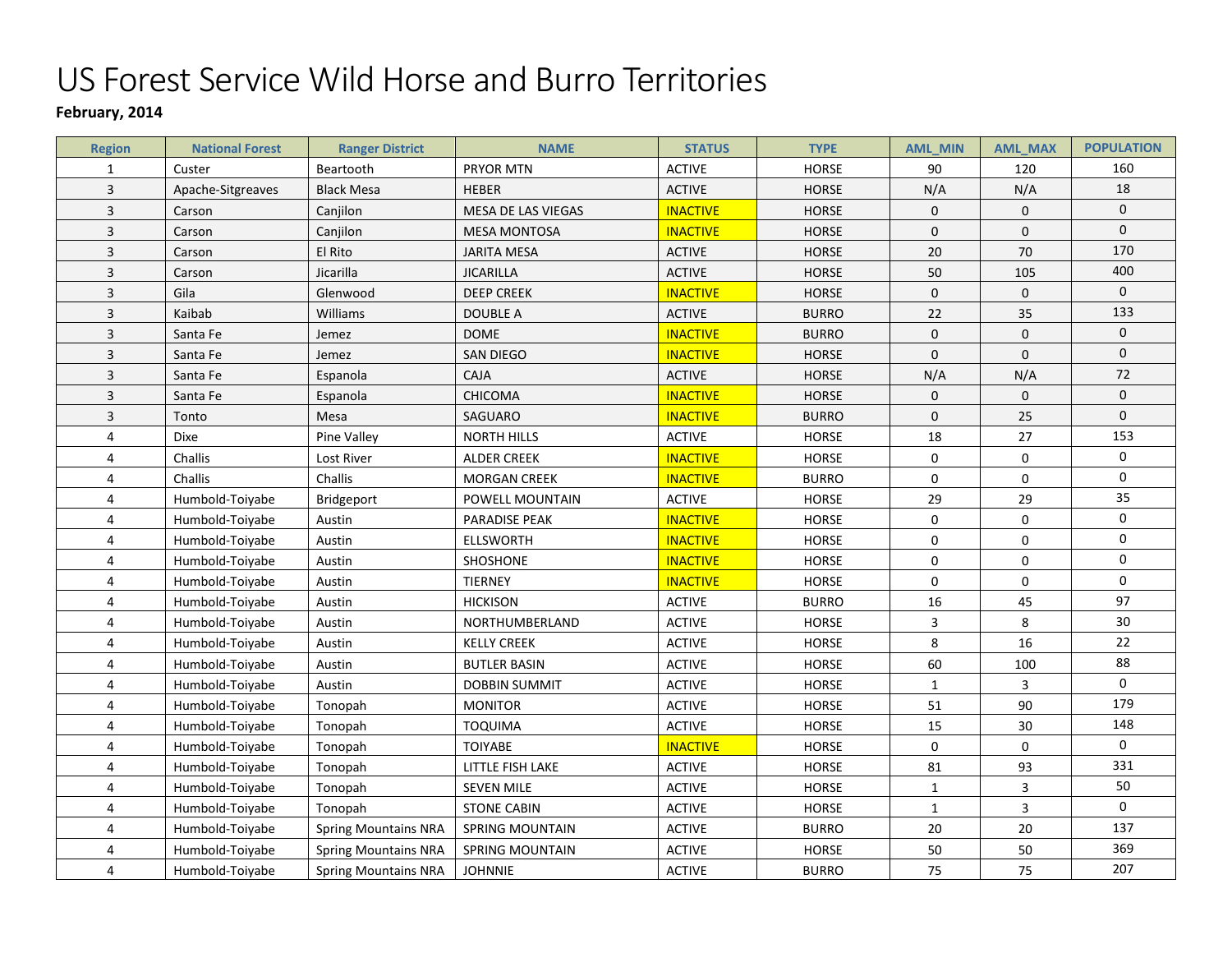# US Forest Service Wild Horse and Burro Territories

**February, 2014**

| Region | National Forest | Ranger District | NAME | STATUS | TYPE | AML_MIN | AML_MAX | POPULATION |
|---|---|---|---|---|---|---|---|---|
| 1 | Custer | Beartooth | PRYOR MTN | ACTIVE | HORSE | 90 | 120 | 160 |
| 3 | Apache-Sitgreaves | Black Mesa | HEBER | ACTIVE | HORSE | N/A | N/A | 18 |
| 3 | Carson | Canjilon | MESA DE LAS VIEGAS | INACTIVE | HORSE | 0 | 0 | 0 |
| 3 | Carson | Canjilon | MESA MONTOSA | INACTIVE | HORSE | 0 | 0 | 0 |
| 3 | Carson | El Rito | JARITA MESA | ACTIVE | HORSE | 20 | 70 | 170 |
| 3 | Carson | Jicarilla | JICARILLA | ACTIVE | HORSE | 50 | 105 | 400 |
| 3 | Gila | Glenwood | DEEP CREEK | INACTIVE | HORSE | 0 | 0 | 0 |
| 3 | Kaibab | Williams | DOUBLE A | ACTIVE | BURRO | 22 | 35 | 133 |
| 3 | Santa Fe | Jemez | DOME | INACTIVE | BURRO | 0 | 0 | 0 |
| 3 | Santa Fe | Jemez | SAN DIEGO | INACTIVE | HORSE | 0 | 0 | 0 |
| 3 | Santa Fe | Espanola | CAJA | ACTIVE | HORSE | N/A | N/A | 72 |
| 3 | Santa Fe | Espanola | CHICOMA | INACTIVE | HORSE | 0 | 0 | 0 |
| 3 | Tonto | Mesa | SAGUARO | INACTIVE | BURRO | 0 | 25 | 0 |
| 4 | Dixe | Pine Valley | NORTH HILLS | ACTIVE | HORSE | 18 | 27 | 153 |
| 4 | Challis | Lost River | ALDER CREEK | INACTIVE | HORSE | 0 | 0 | 0 |
| 4 | Challis | Challis | MORGAN CREEK | INACTIVE | BURRO | 0 | 0 | 0 |
| 4 | Humbold-Toiyabe | Bridgeport | POWELL MOUNTAIN | ACTIVE | HORSE | 29 | 29 | 35 |
| 4 | Humbold-Toiyabe | Austin | PARADISE PEAK | INACTIVE | HORSE | 0 | 0 | 0 |
| 4 | Humbold-Toiyabe | Austin | ELLSWORTH | INACTIVE | HORSE | 0 | 0 | 0 |
| 4 | Humbold-Toiyabe | Austin | SHOSHONE | INACTIVE | HORSE | 0 | 0 | 0 |
| 4 | Humbold-Toiyabe | Austin | TIERNEY | INACTIVE | HORSE | 0 | 0 | 0 |
| 4 | Humbold-Toiyabe | Austin | HICKISON | ACTIVE | BURRO | 16 | 45 | 97 |
| 4 | Humbold-Toiyabe | Austin | NORTHUMBERLAND | ACTIVE | HORSE | 3 | 8 | 30 |
| 4 | Humbold-Toiyabe | Austin | KELLY CREEK | ACTIVE | HORSE | 8 | 16 | 22 |
| 4 | Humbold-Toiyabe | Austin | BUTLER BASIN | ACTIVE | HORSE | 60 | 100 | 88 |
| 4 | Humbold-Toiyabe | Austin | DOBBIN SUMMIT | ACTIVE | HORSE | 1 | 3 | 0 |
| 4 | Humbold-Toiyabe | Tonopah | MONITOR | ACTIVE | HORSE | 51 | 90 | 179 |
| 4 | Humbold-Toiyabe | Tonopah | TOQUIMA | ACTIVE | HORSE | 15 | 30 | 148 |
| 4 | Humbold-Toiyabe | Tonopah | TOIYABE | INACTIVE | HORSE | 0 | 0 | 0 |
| 4 | Humbold-Toiyabe | Tonopah | LITTLE FISH LAKE | ACTIVE | HORSE | 81 | 93 | 331 |
| 4 | Humbold-Toiyabe | Tonopah | SEVEN MILE | ACTIVE | HORSE | 1 | 3 | 50 |
| 4 | Humbold-Toiyabe | Tonopah | STONE CABIN | ACTIVE | HORSE | 1 | 3 | 0 |
| 4 | Humbold-Toiyabe | Spring Mountains NRA | SPRING MOUNTAIN | ACTIVE | BURRO | 20 | 20 | 137 |
| 4 | Humbold-Toiyabe | Spring Mountains NRA | SPRING MOUNTAIN | ACTIVE | HORSE | 50 | 50 | 369 |
| 4 | Humbold-Toiyabe | Spring Mountains NRA | JOHNNIE | ACTIVE | BURRO | 75 | 75 | 207 |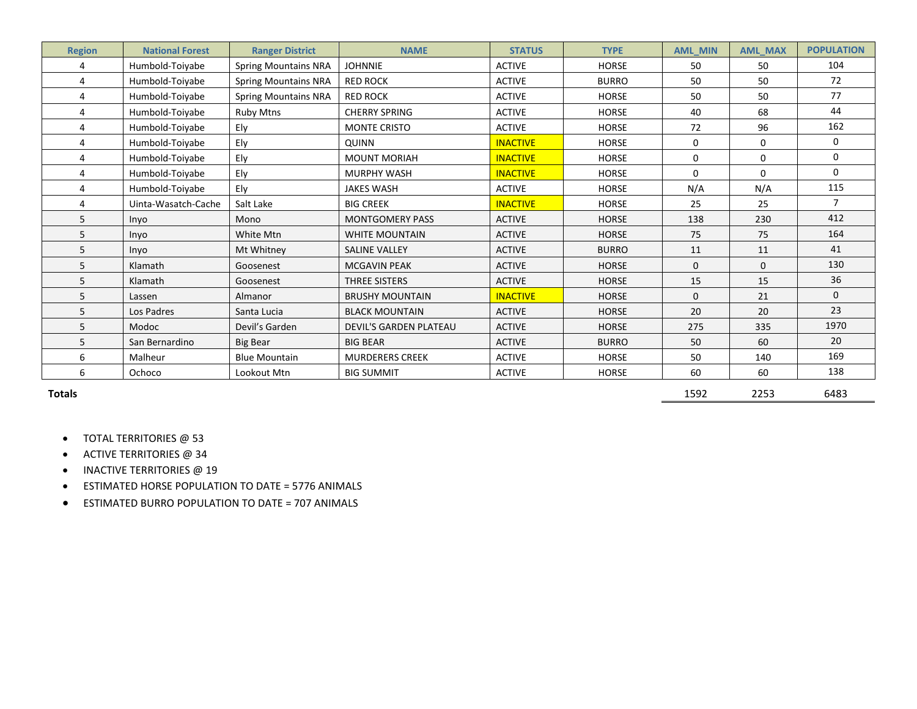| Region | National Forest | Ranger District | NAME | STATUS | TYPE | AML_MIN | AML_MAX | POPULATION |
|---|---|---|---|---|---|---|---|---|
| 4 | Humbold-Toiyabe | Spring Mountains NRA | JOHNNIE | ACTIVE | HORSE | 50 | 50 | 104 |
| 4 | Humbold-Toiyabe | Spring Mountains NRA | RED ROCK | ACTIVE | BURRO | 50 | 50 | 72 |
| 4 | Humbold-Toiyabe | Spring Mountains NRA | RED ROCK | ACTIVE | HORSE | 50 | 50 | 77 |
| 4 | Humbold-Toiyabe | Ruby Mtns | CHERRY SPRING | ACTIVE | HORSE | 40 | 68 | 44 |
| 4 | Humbold-Toiyabe | Ely | MONTE CRISTO | ACTIVE | HORSE | 72 | 96 | 162 |
| 4 | Humbold-Toiyabe | Ely | QUINN | INACTIVE | HORSE | 0 | 0 | 0 |
| 4 | Humbold-Toiyabe | Ely | MOUNT MORIAH | INACTIVE | HORSE | 0 | 0 | 0 |
| 4 | Humbold-Toiyabe | Ely | MURPHY WASH | INACTIVE | HORSE | 0 | 0 | 0 |
| 4 | Humbold-Toiyabe | Ely | JAKES WASH | ACTIVE | HORSE | N/A | N/A | 115 |
| 4 | Uinta-Wasatch-Cache | Salt Lake | BIG CREEK | INACTIVE | HORSE | 25 | 25 | 7 |
| 5 | Inyo | Mono | MONTGOMERY PASS | ACTIVE | HORSE | 138 | 230 | 412 |
| 5 | Inyo | White Mtn | WHITE MOUNTAIN | ACTIVE | HORSE | 75 | 75 | 164 |
| 5 | Inyo | Mt Whitney | SALINE VALLEY | ACTIVE | BURRO | 11 | 11 | 41 |
| 5 | Klamath | Goosenest | MCGAVIN PEAK | ACTIVE | HORSE | 0 | 0 | 130 |
| 5 | Klamath | Goosenest | THREE SISTERS | ACTIVE | HORSE | 15 | 15 | 36 |
| 5 | Lassen | Almanor | BRUSHY MOUNTAIN | INACTIVE | HORSE | 0 | 21 | 0 |
| 5 | Los Padres | Santa Lucia | BLACK MOUNTAIN | ACTIVE | HORSE | 20 | 20 | 23 |
| 5 | Modoc | Devil's Garden | DEVIL'S GARDEN PLATEAU | ACTIVE | HORSE | 275 | 335 | 1970 |
| 5 | San Bernardino | Big Bear | BIG BEAR | ACTIVE | BURRO | 50 | 60 | 20 |
| 6 | Malheur | Blue Mountain | MURDERERS CREEK | ACTIVE | HORSE | 50 | 140 | 169 |
| 6 | Ochoco | Lookout Mtn | BIG SUMMIT | ACTIVE | HORSE | 60 | 60 | 138 |
| **Totals** | | | | | | 1592 | 2253 | 6483 |

- TOTAL TERRITORIES @ 53
- ACTIVE TERRITORIES @ 34
- INACTIVE TERRITORIES @ 19
- ESTIMATED HORSE POPULATION TO DATE = 5776 ANIMALS
- ESTIMATED BURRO POPULATION TO DATE = 707 ANIMALS